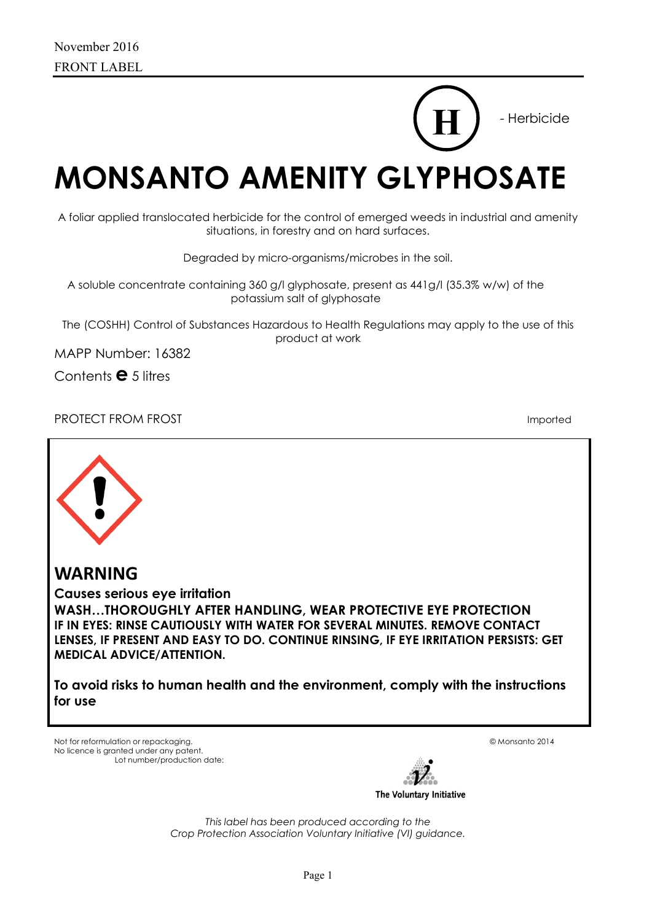November 2016

FRONT LABEL

H - Herbicide

# MONSANTO AMENITY GLYPHOSATE

A foliar applied translocated herbicide for the control of emerged weeds in industrial and amenity situations, in forestry and on hard surfaces.

Degraded by micro-organisms/microbes in the soil.

A soluble concentrate containing 360 g/l glyphosate, present as 441g/l (35.3% w/w) of the potassium salt of glyphosate

The (COSHH) Control of Substances Hazardous to Health Regulations may apply to the use of this product at work

MAPP Number: 16382

Contents ℮ 5 litres

PROTECT FROM FROST

Imported

## WARNING

**Causes serious eye irritation**

**WASH…THOROUGHLY AFTER HANDLING, WEAR PROTECTIVE EYE PROTECTION**

**IF IN EYES: RINSE CAUTIOUSLY WITH WATER FOR SEVERAL MINUTES. REMOVE CONTACT LENSES, IF PRESENT AND EASY TO DO. CONTINUE RINSING, IF EYE IRRITATION PERSISTS: GET MEDICAL ADVICE/ATTENTION.**

**To avoid risks to human health and the environment, comply with the instructions for use**

Not for reformulation or repackaging.
No licence is granted under any patent.
Lot number/production date:

© Monsanto 2014

The Voluntary Initiative

*This label has been produced according to the Crop Protection Association Voluntary Initiative (VI) guidance.*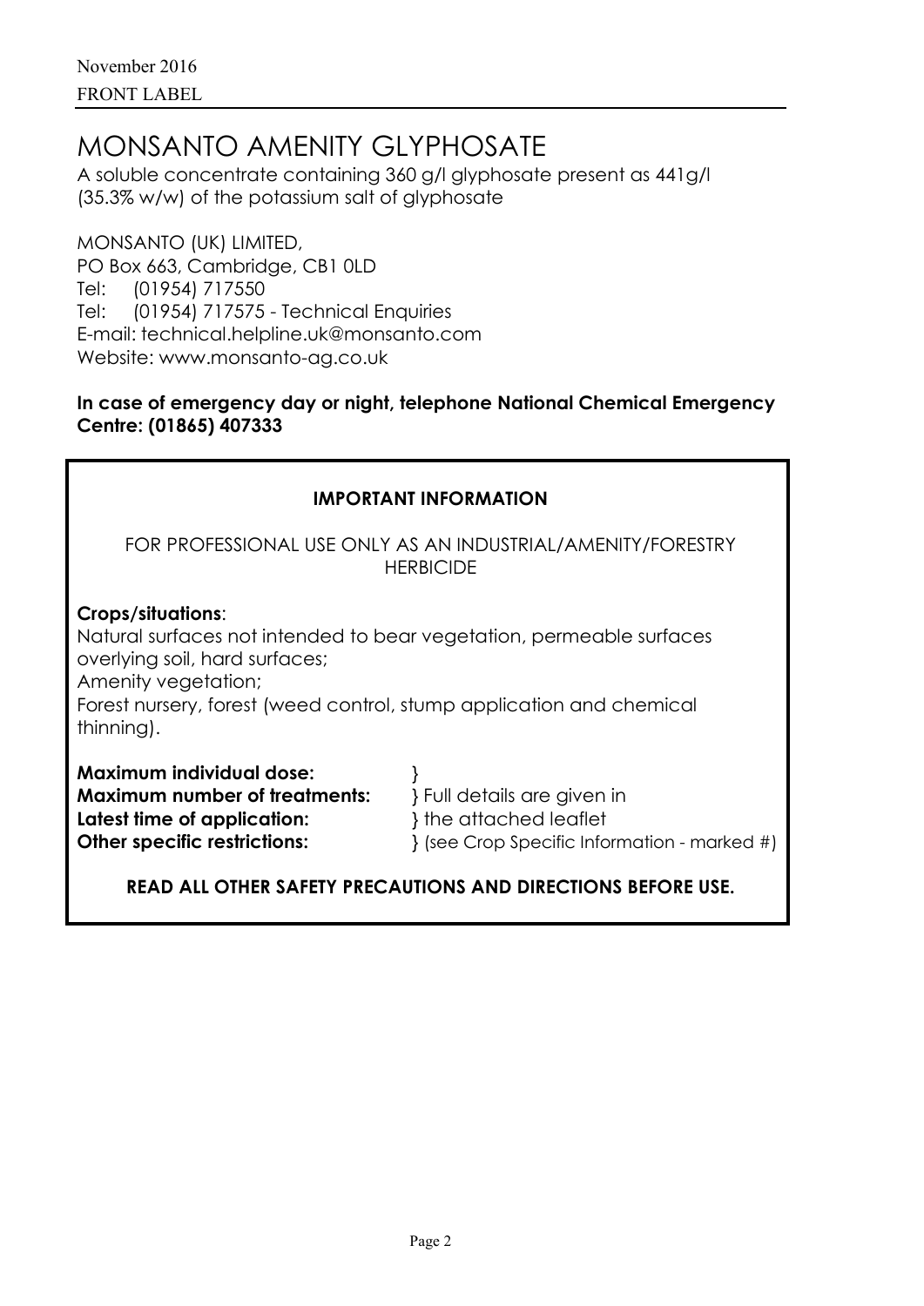November 2016

FRONT LABEL

# MONSANTO AMENITY GLYPHOSATE

A soluble concentrate containing 360 g/l glyphosate present as 441g/l (35.3% w/w) of the potassium salt of glyphosate

MONSANTO (UK) LIMITED,
PO Box 663, Cambridge, CB1 0LD
Tel: (01954) 717550
Tel: (01954) 717575 - Technical Enquiries
E-mail: technical.helpline.uk@monsanto.com
Website: www.monsanto-ag.co.uk

**In case of emergency day or night, telephone National Chemical Emergency Centre: (01865) 407333**

**IMPORTANT INFORMATION**

FOR PROFESSIONAL USE ONLY AS AN INDUSTRIAL/AMENITY/FORESTRY HERBICIDE

**Crops/situations**:
Natural surfaces not intended to bear vegetation, permeable surfaces overlying soil, hard surfaces;
Amenity vegetation;
Forest nursery, forest (weed control, stump application and chemical thinning).

**Maximum individual dose:** }
**Maximum number of treatments:** } Full details are given in
**Latest time of application:** } the attached leaflet
**Other specific restrictions:** } (see Crop Specific Information - marked #)

**READ ALL OTHER SAFETY PRECAUTIONS AND DIRECTIONS BEFORE USE.**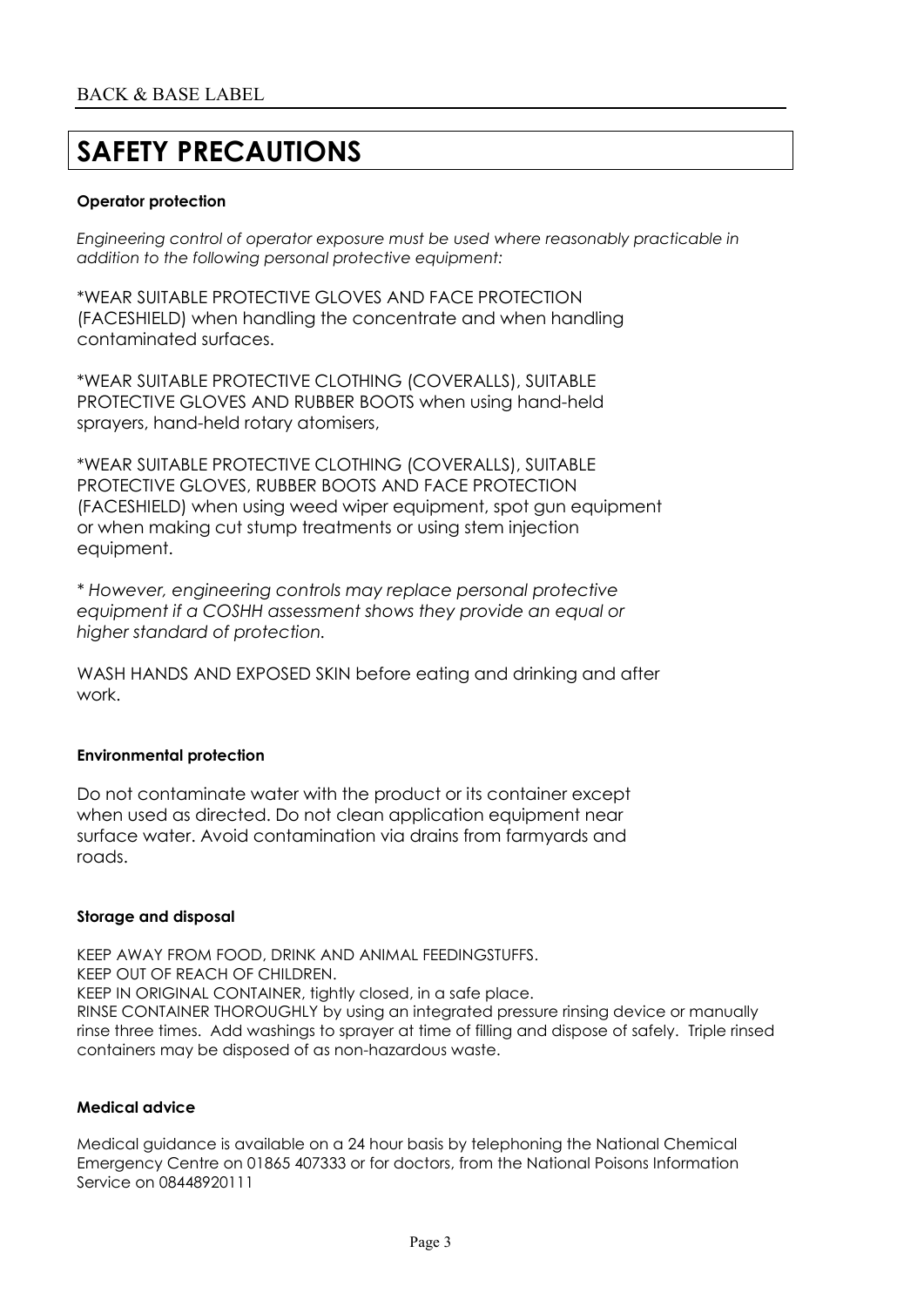BACK & BASE LABEL

# SAFETY PRECAUTIONS

**Operator protection**

*Engineering control of operator exposure must be used where reasonably practicable in addition to the following personal protective equipment:*

*WEAR SUITABLE PROTECTIVE GLOVES AND FACE PROTECTION (FACESHIELD) when handling the concentrate and when handling contaminated surfaces.

*WEAR SUITABLE PROTECTIVE CLOTHING (COVERALLS), SUITABLE PROTECTIVE GLOVES AND RUBBER BOOTS when using hand-held sprayers, hand-held rotary atomisers,

*WEAR SUITABLE PROTECTIVE CLOTHING (COVERALLS), SUITABLE PROTECTIVE GLOVES, RUBBER BOOTS AND FACE PROTECTION (FACESHIELD) when using weed wiper equipment, spot gun equipment or when making cut stump treatments or using stem injection equipment.

*\* However, engineering controls may replace personal protective equipment if a COSHH assessment shows they provide an equal or higher standard of protection.*

WASH HANDS AND EXPOSED SKIN before eating and drinking and after work.

**Environmental protection**

Do not contaminate water with the product or its container except when used as directed. Do not clean application equipment near surface water. Avoid contamination via drains from farmyards and roads.

**Storage and disposal**

KEEP AWAY FROM FOOD, DRINK AND ANIMAL FEEDINGSTUFFS.
KEEP OUT OF REACH OF CHILDREN.
KEEP IN ORIGINAL CONTAINER, tightly closed, in a safe place.
RINSE CONTAINER THOROUGHLY by using an integrated pressure rinsing device or manually rinse three times. Add washings to sprayer at time of filling and dispose of safely. Triple rinsed containers may be disposed of as non-hazardous waste.

**Medical advice**

Medical guidance is available on a 24 hour basis by telephoning the National Chemical Emergency Centre on 01865 407333 or for doctors, from the National Poisons Information Service on 08448920111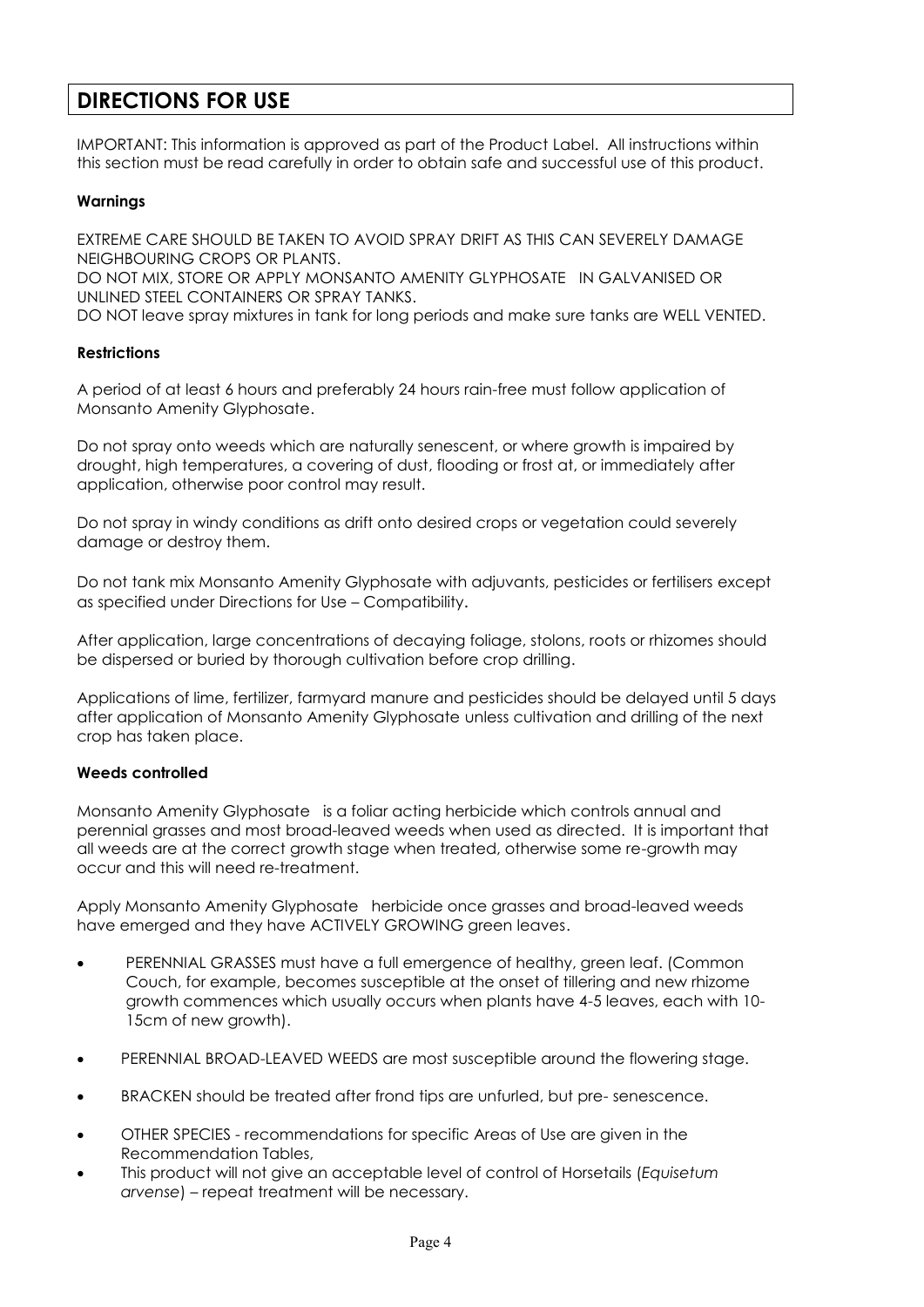# DIRECTIONS FOR USE

IMPORTANT: This information is approved as part of the Product Label. All instructions within this section must be read carefully in order to obtain safe and successful use of this product.

**Warnings**

EXTREME CARE SHOULD BE TAKEN TO AVOID SPRAY DRIFT AS THIS CAN SEVERELY DAMAGE NEIGHBOURING CROPS OR PLANTS.
DO NOT MIX, STORE OR APPLY MONSANTO AMENITY GLYPHOSATE IN GALVANISED OR UNLINED STEEL CONTAINERS OR SPRAY TANKS.
DO NOT leave spray mixtures in tank for long periods and make sure tanks are WELL VENTED.

**Restrictions**

A period of at least 6 hours and preferably 24 hours rain-free must follow application of Monsanto Amenity Glyphosate.

Do not spray onto weeds which are naturally senescent, or where growth is impaired by drought, high temperatures, a covering of dust, flooding or frost at, or immediately after application, otherwise poor control may result.

Do not spray in windy conditions as drift onto desired crops or vegetation could severely damage or destroy them.

Do not tank mix Monsanto Amenity Glyphosate with adjuvants, pesticides or fertilisers except as specified under Directions for Use – Compatibility.

After application, large concentrations of decaying foliage, stolons, roots or rhizomes should be dispersed or buried by thorough cultivation before crop drilling.

Applications of lime, fertilizer, farmyard manure and pesticides should be delayed until 5 days after application of Monsanto Amenity Glyphosate unless cultivation and drilling of the next crop has taken place.

**Weeds controlled**

Monsanto Amenity Glyphosate is a foliar acting herbicide which controls annual and perennial grasses and most broad-leaved weeds when used as directed. It is important that all weeds are at the correct growth stage when treated, otherwise some re-growth may occur and this will need re-treatment.

Apply Monsanto Amenity Glyphosate herbicide once grasses and broad-leaved weeds have emerged and they have ACTIVELY GROWING green leaves.

- PERENNIAL GRASSES must have a full emergence of healthy, green leaf. (Common Couch, for example, becomes susceptible at the onset of tillering and new rhizome growth commences which usually occurs when plants have 4-5 leaves, each with 10-15cm of new growth).
- PERENNIAL BROAD-LEAVED WEEDS are most susceptible around the flowering stage.
- BRACKEN should be treated after frond tips are unfurled, but pre- senescence.
- OTHER SPECIES - recommendations for specific Areas of Use are given in the Recommendation Tables,
- This product will not give an acceptable level of control of Horsetails (*Equisetum arvense*) – repeat treatment will be necessary.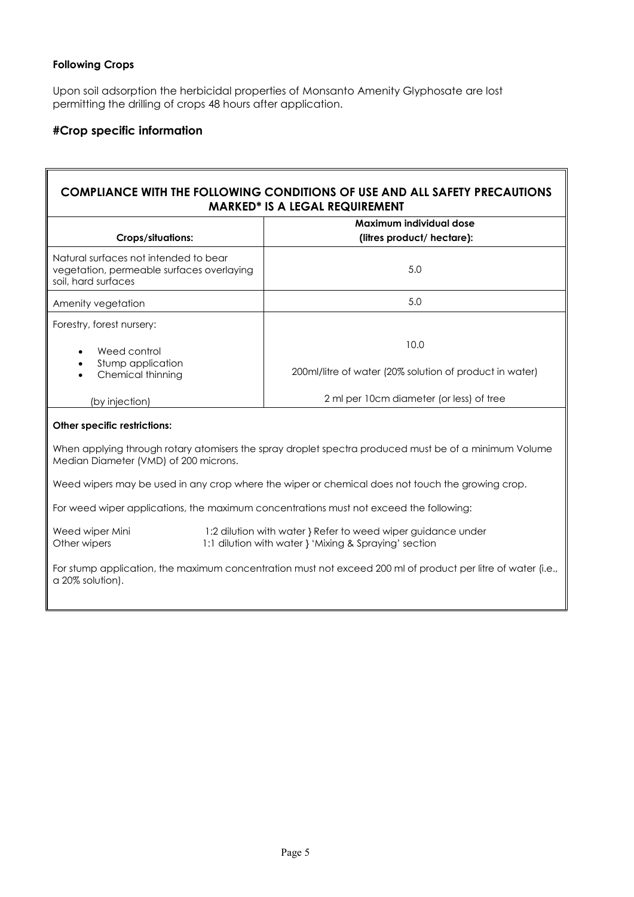**Following Crops**

Upon soil adsorption the herbicidal properties of Monsanto Amenity Glyphosate are lost permitting the drilling of crops 48 hours after application.

## #Crop specific information

**COMPLIANCE WITH THE FOLLOWING CONDITIONS OF USE AND ALL SAFETY PRECAUTIONS MARKED* IS A LEGAL REQUIREMENT**

| Crops/situations: | Maximum individual dose (litres product/ hectare): |
| --- | --- |
| Natural surfaces not intended to bear vegetation, permeable surfaces overlaying soil, hard surfaces | 5.0 |
| Amenity vegetation | 5.0 |
| Forestry, forest nursery: | |
| • Weed control | 10.0 |
| • Stump application | 200ml/litre of water (20% solution of product in water) |
| • Chemical thinning (by injection) | 2 ml per 10cm diameter (or less) of tree |

**Other specific restrictions:**

When applying through rotary atomisers the spray droplet spectra produced must be of a minimum Volume Median Diameter (VMD) of 200 microns.

Weed wipers may be used in any crop where the wiper or chemical does not touch the growing crop.

For weed wiper applications, the maximum concentrations must not exceed the following:

Weed wiper Mini 1:2 dilution with water } Refer to weed wiper guidance under
Other wipers 1:1 dilution with water } 'Mixing & Spraying' section

For stump application, the maximum concentration must not exceed 200 ml of product per litre of water (i.e., a 20% solution).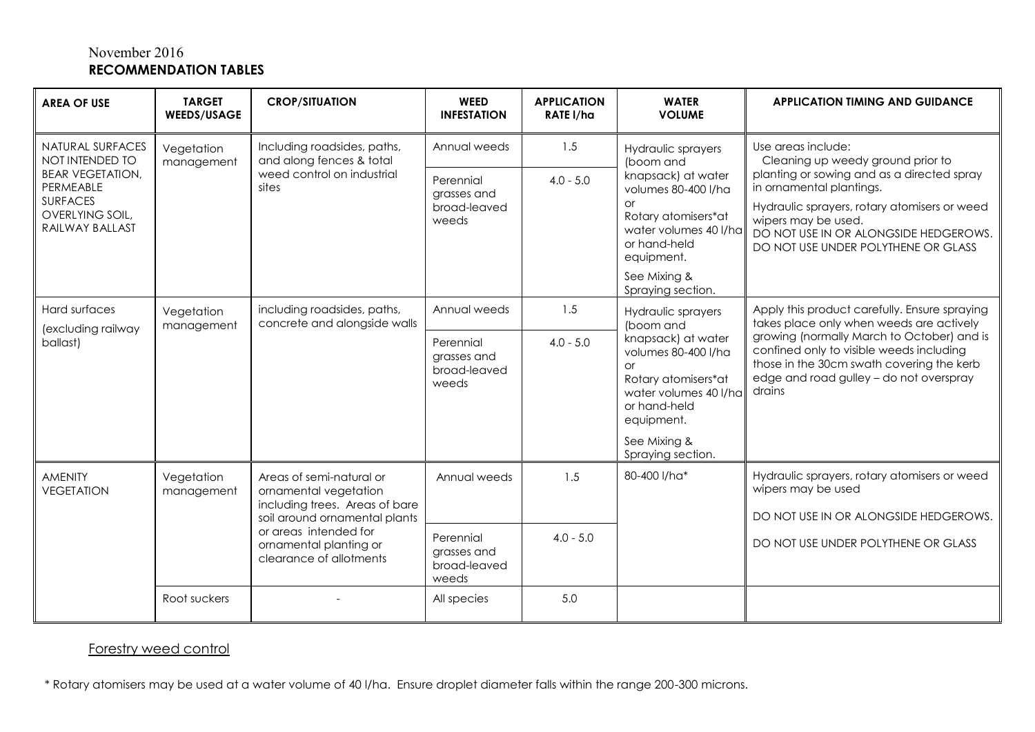November 2016

**RECOMMENDATION TABLES**

| AREA OF USE | TARGET WEEDS/USAGE | CROP/SITUATION | WEED INFESTATION | APPLICATION RATE l/ha | WATER VOLUME | APPLICATION TIMING AND GUIDANCE |
|---|---|---|---|---|---|---|
| NATURAL SURFACES NOT INTENDED TO BEAR VEGETATION, PERMEABLE SURFACES OVERLYING SOIL, RAILWAY BALLAST | Vegetation management | Including roadsides, paths, and along fences & total weed control on industrial sites | Annual weeds | 1.5 | Hydraulic sprayers (boom and knapsack) at water volumes 80-400 l/ha or Rotary atomisers*at water volumes 40 l/ha or hand-held equipment. See Mixing & Spraying section. | Use areas include: Cleaning up weedy ground prior to planting or sowing and as a directed spray in ornamental plantings. Hydraulic sprayers, rotary atomisers or weed wipers may be used. DO NOT USE IN OR ALONGSIDE HEDGEROWS. DO NOT USE UNDER POLYTHENE OR GLASS |
| | | | Perennial grasses and broad-leaved weeds | 4.0 - 5.0 | | |
| Hard surfaces (excluding railway ballast) | Vegetation management | including roadsides, paths, concrete and alongside walls | Annual weeds | 1.5 | Hydraulic sprayers (boom and knapsack) at water volumes 80-400 l/ha or Rotary atomisers*at water volumes 40 l/ha or hand-held equipment. See Mixing & Spraying section. | Apply this product carefully. Ensure spraying takes place only when weeds are actively growing (normally March to October) and is confined only to visible weeds including those in the 30cm swath covering the kerb edge and road gulley – do not overspray drains |
| | | | Perennial grasses and broad-leaved weeds | 4.0 - 5.0 | | |
| AMENITY VEGETATION | Vegetation management | Areas of semi-natural or ornamental vegetation including trees. Areas of bare soil around ornamental plants or areas intended for ornamental planting or clearance of allotments | Annual weeds | 1.5 | 80-400 l/ha* | Hydraulic sprayers, rotary atomisers or weed wipers may be used. DO NOT USE IN OR ALONGSIDE HEDGEROWS. DO NOT USE UNDER POLYTHENE OR GLASS |
| | | | Perennial grasses and broad-leaved weeds | 4.0 - 5.0 | | |
| | Root suckers | - | All species | 5.0 | | |

Forestry weed control

\* Rotary atomisers may be used at a water volume of 40 l/ha. Ensure droplet diameter falls within the range 200-300 microns.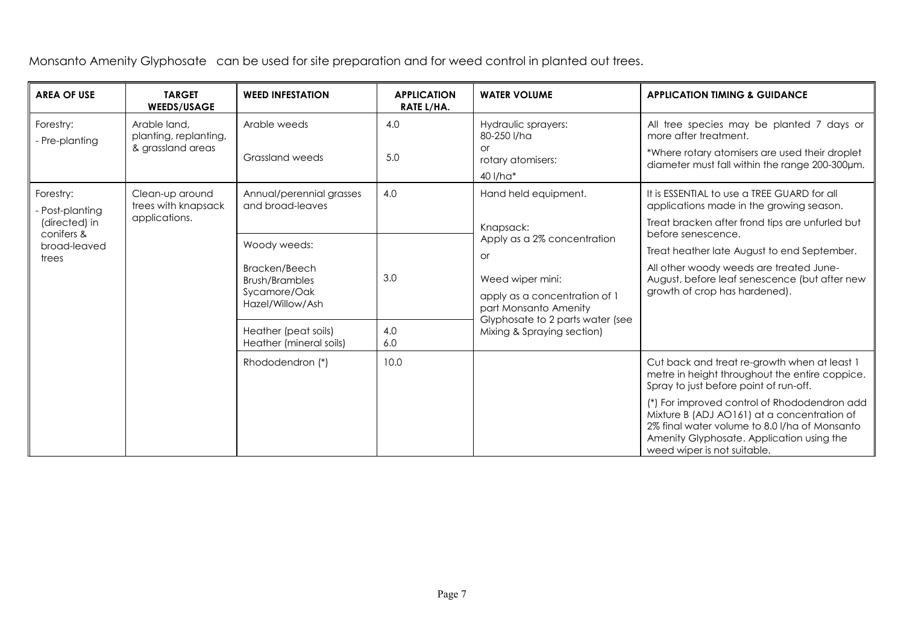Monsanto Amenity Glyphosate can be used for site preparation and for weed control in planted out trees.

| AREA OF USE | TARGET WEEDS/USAGE | WEED INFESTATION | APPLICATION RATE L/HA. | WATER VOLUME | APPLICATION TIMING & GUIDANCE |
|---|---|---|---|---|---|
| Forestry: - Pre-planting | Arable land, planting, replanting, & grassland areas | Arable weeds<br><br>Grassland weeds | 4.0<br><br>5.0 | Hydraulic sprayers: 80-250 l/ha or rotary atomisers: 40 l/ha* | All tree species may be planted 7 days or more after treatment.<br><br>*Where rotary atomisers are used their droplet diameter must fall within the range 200-300µm. |
| Forestry: - Post-planting (directed) in conifers & broad-leaved trees | Clean-up around trees with knapsack applications. | Annual/perennial grasses and broad-leaves | 4.0 | Hand held equipment.<br><br>Knapsack: Apply as a 2% concentration or Weed wiper mini: apply as a concentration of 1 part Monsanto Amenity Glyphosate to 2 parts water (see Mixing & Spraying section) | It is ESSENTIAL to use a TREE GUARD for all applications made in the growing season.<br><br>Treat bracken after frond tips are unfurled but before senescence.<br><br>Treat heather late August to end September.<br><br>All other woody weeds are treated June-August, before leaf senescence (but after new growth of crop has hardened). |
| | | Woody weeds:<br><br>Bracken/Beech Brush/Brambles Sycamore/Oak Hazel/Willow/Ash | 3.0 | | |
| | | Heather (peat soils)<br>Heather (mineral soils) | 4.0<br>6.0 | | |
| | | Rhododendron (*) | 10.0 | | Cut back and treat re-growth when at least 1 metre in height throughout the entire coppice. Spray to just before point of run-off.<br><br>(*) For improved control of Rhododendron add Mixture B (ADJ AO161) at a concentration of 2% final water volume to 8.0 l/ha of Monsanto Amenity Glyphosate. Application using the weed wiper is not suitable. |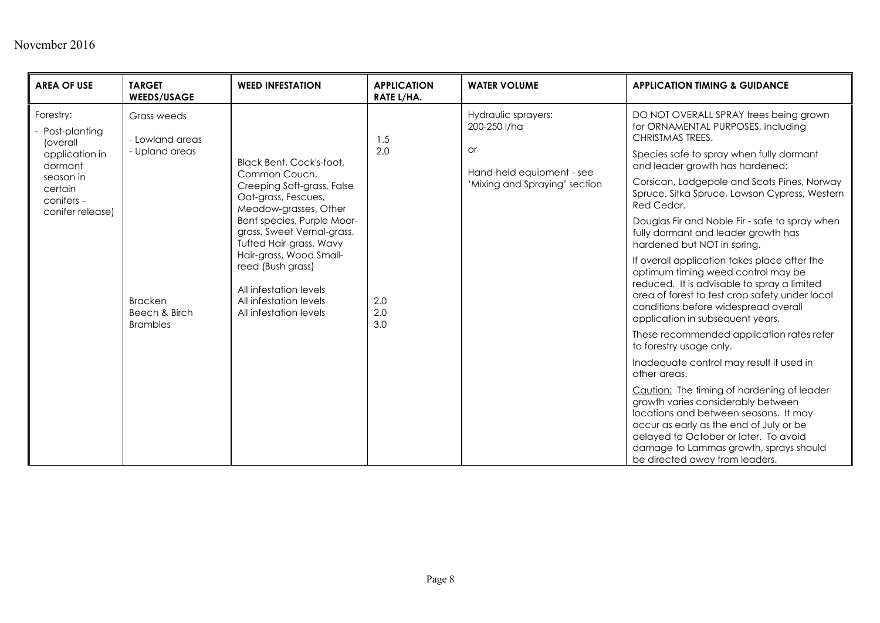| AREA OF USE | TARGET WEEDS/USAGE | WEED INFESTATION | APPLICATION RATE L/HA. | WATER VOLUME | APPLICATION TIMING & GUIDANCE |
|---|---|---|---|---|---|
| Forestry:<br>- Post-planting (overall application in dormant season in certain conifers – conifer release) | Grass weeds<br>- Lowland areas<br>- Upland areas | Black Bent, Cock's-foot, Common Couch, Creeping Soft-grass, False Oat-grass, Fescues, Meadow-grasses, Other Bent species, Purple Moor-grass, Sweet Vernal-grass, Tufted Hair-grass, Wavy Hair-grass, Wood Small-reed (Bush grass) | <br>1.5<br>2.0 | Hydraulic sprayers: 200-250 l/ha<br>or<br>Hand-held equipment - see 'Mixing and Spraying' section | DO NOT OVERALL SPRAY trees being grown for ORNAMENTAL PURPOSES, including CHRISTMAS TREES.<br>Species safe to spray when fully dormant and leader growth has hardened:<br>Corsican, Lodgepole and Scots Pines, Norway Spruce, Sitka Spruce, Lawson Cypress, Western Red Cedar.<br>Douglas Fir and Noble Fir - safe to spray when fully dormant and leader growth has hardened but NOT in spring.<br>If overall application takes place after the optimum timing weed control may be reduced. It is advisable to spray a limited area of forest to test crop safety under local conditions before widespread overall application in subsequent years.<br>These recommended application rates refer to forestry usage only.<br>Inadequate control may result if used in other areas.<br>Caution: The timing of hardening of leader growth varies considerably between locations and between seasons. It may occur as early as the end of July or be delayed to October or later. To avoid damage to Lammas growth, sprays should be directed away from leaders. |
| | Bracken<br>Beech & Birch<br>Brambles | All infestation levels<br>All infestation levels<br>All infestation levels | 2.0<br>2.0<br>3.0 | | |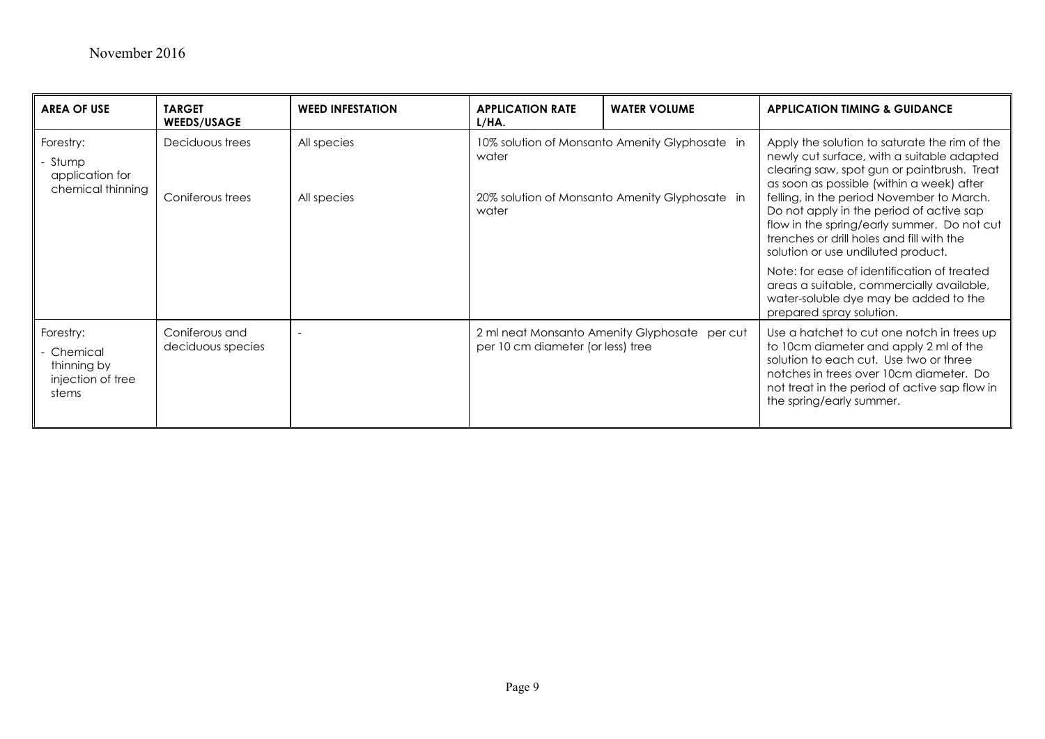November 2016

| AREA OF USE | TARGET WEEDS/USAGE | WEED INFESTATION | APPLICATION RATE L/HA. | WATER VOLUME | APPLICATION TIMING & GUIDANCE |
|---|---|---|---|---|---|
| Forestry:<br>- Stump application for chemical thinning | Deciduous trees<br><br>Coniferous trees | All species<br><br>All species | 10% solution of Monsanto Amenity Glyphosate in water<br><br>20% solution of Monsanto Amenity Glyphosate in water | | Apply the solution to saturate the rim of the newly cut surface, with a suitable adapted clearing saw, spot gun or paintbrush. Treat as soon as possible (within a week) after felling, in the period November to March. Do not apply in the period of active sap flow in the spring/early summer. Do not cut trenches or drill holes and fill with the solution or use undiluted product.<br><br>Note: for ease of identification of treated areas a suitable, commercially available, water-soluble dye may be added to the prepared spray solution. |
| Forestry:<br>- Chemical thinning by injection of tree stems | Coniferous and deciduous species | - | 2 ml neat Monsanto Amenity Glyphosate per cut per 10 cm diameter (or less) tree | | Use a hatchet to cut one notch in trees up to 10cm diameter and apply 2 ml of the solution to each cut. Use two or three notches in trees over 10cm diameter. Do not treat in the period of active sap flow in the spring/early summer. |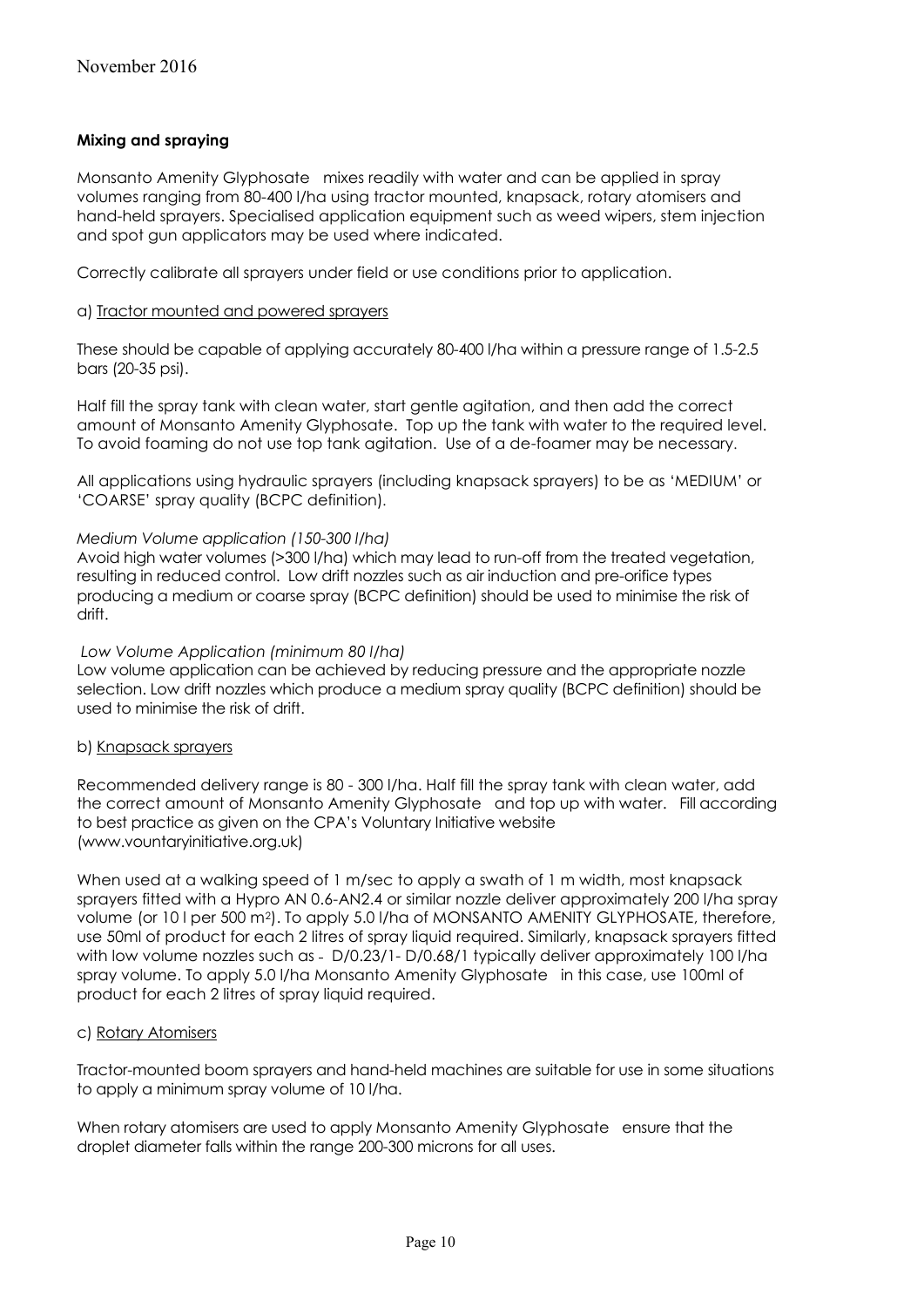**Mixing and spraying**

Monsanto Amenity Glyphosate mixes readily with water and can be applied in spray volumes ranging from 80-400 l/ha using tractor mounted, knapsack, rotary atomisers and hand-held sprayers. Specialised application equipment such as weed wipers, stem injection and spot gun applicators may be used where indicated.

Correctly calibrate all sprayers under field or use conditions prior to application.

a) Tractor mounted and powered sprayers

These should be capable of applying accurately 80-400 l/ha within a pressure range of 1.5-2.5 bars (20-35 psi).

Half fill the spray tank with clean water, start gentle agitation, and then add the correct amount of Monsanto Amenity Glyphosate. Top up the tank with water to the required level. To avoid foaming do not use top tank agitation. Use of a de-foamer may be necessary.

All applications using hydraulic sprayers (including knapsack sprayers) to be as 'MEDIUM' or 'COARSE' spray quality (BCPC definition).

*Medium Volume application (150-300 l/ha)*

Avoid high water volumes (>300 l/ha) which may lead to run-off from the treated vegetation, resulting in reduced control. Low drift nozzles such as air induction and pre-orifice types producing a medium or coarse spray (BCPC definition) should be used to minimise the risk of drift.

*Low Volume Application (minimum 80 l/ha)*

Low volume application can be achieved by reducing pressure and the appropriate nozzle selection. Low drift nozzles which produce a medium spray quality (BCPC definition) should be used to minimise the risk of drift.

b) Knapsack sprayers

Recommended delivery range is 80 - 300 l/ha. Half fill the spray tank with clean water, add the correct amount of Monsanto Amenity Glyphosate and top up with water. Fill according to best practice as given on the CPA's Voluntary Initiative website (www.vountaryinitiative.org.uk)

When used at a walking speed of 1 m/sec to apply a swath of 1 m width, most knapsack sprayers fitted with a Hypro AN 0.6-AN2.4 or similar nozzle deliver approximately 200 l/ha spray volume (or 10 l per 500 m$^2$). To apply 5.0 l/ha of MONSANTO AMENITY GLYPHOSATE, therefore, use 50ml of product for each 2 litres of spray liquid required. Similarly, knapsack sprayers fitted with low volume nozzles such as - D/0.23/1- D/0.68/1 typically deliver approximately 100 l/ha spray volume. To apply 5.0 l/ha Monsanto Amenity Glyphosate in this case, use 100ml of product for each 2 litres of spray liquid required.

c) Rotary Atomisers

Tractor-mounted boom sprayers and hand-held machines are suitable for use in some situations to apply a minimum spray volume of 10 l/ha.

When rotary atomisers are used to apply Monsanto Amenity Glyphosate ensure that the droplet diameter falls within the range 200-300 microns for all uses.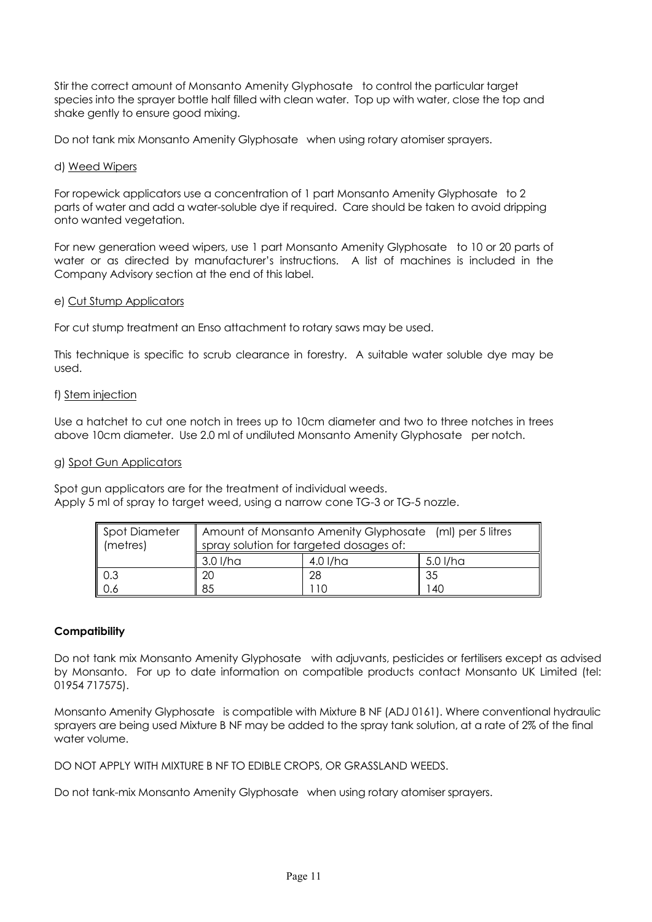Stir the correct amount of Monsanto Amenity Glyphosate to control the particular target species into the sprayer bottle half filled with clean water. Top up with water, close the top and shake gently to ensure good mixing.

Do not tank mix Monsanto Amenity Glyphosate when using rotary atomiser sprayers.

d) <u>Weed Wipers</u>

For ropewick applicators use a concentration of 1 part Monsanto Amenity Glyphosate to 2 parts of water and add a water-soluble dye if required. Care should be taken to avoid dripping onto wanted vegetation.

For new generation weed wipers, use 1 part Monsanto Amenity Glyphosate to 10 or 20 parts of water or as directed by manufacturer's instructions. A list of machines is included in the Company Advisory section at the end of this label.

e) <u>Cut Stump Applicators</u>

For cut stump treatment an Enso attachment to rotary saws may be used.

This technique is specific to scrub clearance in forestry. A suitable water soluble dye may be used.

f) <u>Stem injection</u>

Use a hatchet to cut one notch in trees up to 10cm diameter and two to three notches in trees above 10cm diameter. Use 2.0 ml of undiluted Monsanto Amenity Glyphosate per notch.

g) <u>Spot Gun Applicators</u>

Spot gun applicators are for the treatment of individual weeds.
Apply 5 ml of spray to target weed, using a narrow cone TG-3 or TG-5 nozzle.

| Spot Diameter (metres) | Amount of Monsanto Amenity Glyphosate (ml) per 5 litres spray solution for targeted dosages of: | | |
|---|---|---|---|
| | 3.0 l/ha | 4.0 l/ha | 5.0 l/ha |
| 0.3 | 20 | 28 | 35 |
| 0.6 | 85 | 110 | 140 |

**Compatibility**

Do not tank mix Monsanto Amenity Glyphosate with adjuvants, pesticides or fertilisers except as advised by Monsanto. For up to date information on compatible products contact Monsanto UK Limited (tel: 01954 717575).

Monsanto Amenity Glyphosate is compatible with Mixture B NF (ADJ 0161). Where conventional hydraulic sprayers are being used Mixture B NF may be added to the spray tank solution, at a rate of 2% of the final water volume.

DO NOT APPLY WITH MIXTURE B NF TO EDIBLE CROPS, OR GRASSLAND WEEDS.

Do not tank-mix Monsanto Amenity Glyphosate when using rotary atomiser sprayers.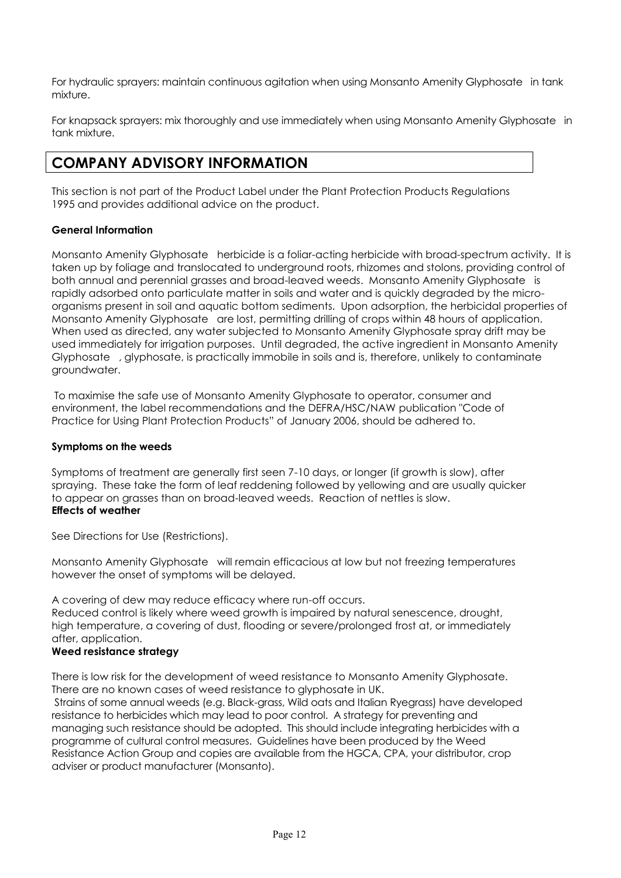For hydraulic sprayers: maintain continuous agitation when using Monsanto Amenity Glyphosate in tank mixture.

For knapsack sprayers: mix thoroughly and use immediately when using Monsanto Amenity Glyphosate in tank mixture.

## COMPANY ADVISORY INFORMATION

This section is not part of the Product Label under the Plant Protection Products Regulations 1995 and provides additional advice on the product.

**General Information**

Monsanto Amenity Glyphosate herbicide is a foliar-acting herbicide with broad-spectrum activity. It is taken up by foliage and translocated to underground roots, rhizomes and stolons, providing control of both annual and perennial grasses and broad-leaved weeds. Monsanto Amenity Glyphosate is rapidly adsorbed onto particulate matter in soils and water and is quickly degraded by the micro-organisms present in soil and aquatic bottom sediments. Upon adsorption, the herbicidal properties of Monsanto Amenity Glyphosate are lost, permitting drilling of crops within 48 hours of application. When used as directed, any water subjected to Monsanto Amenity Glyphosate spray drift may be used immediately for irrigation purposes. Until degraded, the active ingredient in Monsanto Amenity Glyphosate , glyphosate, is practically immobile in soils and is, therefore, unlikely to contaminate groundwater.

To maximise the safe use of Monsanto Amenity Glyphosate to operator, consumer and environment, the label recommendations and the DEFRA/HSC/NAW publication "Code of Practice for Using Plant Protection Products" of January 2006, should be adhered to.

**Symptoms on the weeds**

Symptoms of treatment are generally first seen 7-10 days, or longer (if growth is slow), after spraying. These take the form of leaf reddening followed by yellowing and are usually quicker to appear on grasses than on broad-leaved weeds. Reaction of nettles is slow.

**Effects of weather**

See Directions for Use (Restrictions).

Monsanto Amenity Glyphosate will remain efficacious at low but not freezing temperatures however the onset of symptoms will be delayed.

A covering of dew may reduce efficacy where run-off occurs.
Reduced control is likely where weed growth is impaired by natural senescence, drought, high temperature, a covering of dust, flooding or severe/prolonged frost at, or immediately after, application.

**Weed resistance strategy**

There is low risk for the development of weed resistance to Monsanto Amenity Glyphosate. There are no known cases of weed resistance to glyphosate in UK.

Strains of some annual weeds (e.g. Black-grass, Wild oats and Italian Ryegrass) have developed resistance to herbicides which may lead to poor control. A strategy for preventing and managing such resistance should be adopted. This should include integrating herbicides with a programme of cultural control measures. Guidelines have been produced by the Weed Resistance Action Group and copies are available from the HGCA, CPA, your distributor, crop adviser or product manufacturer (Monsanto).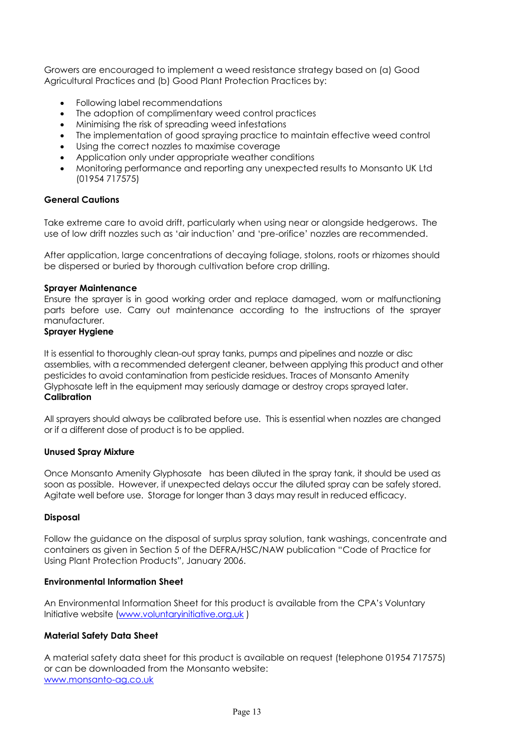Growers are encouraged to implement a weed resistance strategy based on (a) Good Agricultural Practices and (b) Good Plant Protection Practices by:

- Following label recommendations
- The adoption of complimentary weed control practices
- Minimising the risk of spreading weed infestations
- The implementation of good spraying practice to maintain effective weed control
- Using the correct nozzles to maximise coverage
- Application only under appropriate weather conditions
- Monitoring performance and reporting any unexpected results to Monsanto UK Ltd (01954 717575)

**General Cautions**

Take extreme care to avoid drift, particularly when using near or alongside hedgerows. The use of low drift nozzles such as 'air induction' and 'pre-orifice' nozzles are recommended.

After application, large concentrations of decaying foliage, stolons, roots or rhizomes should be dispersed or buried by thorough cultivation before crop drilling.

**Sprayer Maintenance**

Ensure the sprayer is in good working order and replace damaged, worn or malfunctioning parts before use. Carry out maintenance according to the instructions of the sprayer manufacturer.

**Sprayer Hygiene**

It is essential to thoroughly clean-out spray tanks, pumps and pipelines and nozzle or disc assemblies, with a recommended detergent cleaner, between applying this product and other pesticides to avoid contamination from pesticide residues. Traces of Monsanto Amenity Glyphosate left in the equipment may seriously damage or destroy crops sprayed later.

**Calibration**

All sprayers should always be calibrated before use. This is essential when nozzles are changed or if a different dose of product is to be applied.

**Unused Spray Mixture**

Once Monsanto Amenity Glyphosate has been diluted in the spray tank, it should be used as soon as possible. However, if unexpected delays occur the diluted spray can be safely stored. Agitate well before use. Storage for longer than 3 days may result in reduced efficacy.

**Disposal**

Follow the guidance on the disposal of surplus spray solution, tank washings, concentrate and containers as given in Section 5 of the DEFRA/HSC/NAW publication "Code of Practice for Using Plant Protection Products", January 2006.

**Environmental Information Sheet**

An Environmental Information Sheet for this product is available from the CPA's Voluntary Initiative website (www.voluntaryinitiative.org.uk )

**Material Safety Data Sheet**

A material safety data sheet for this product is available on request (telephone 01954 717575) or can be downloaded from the Monsanto website:
www.monsanto-ag.co.uk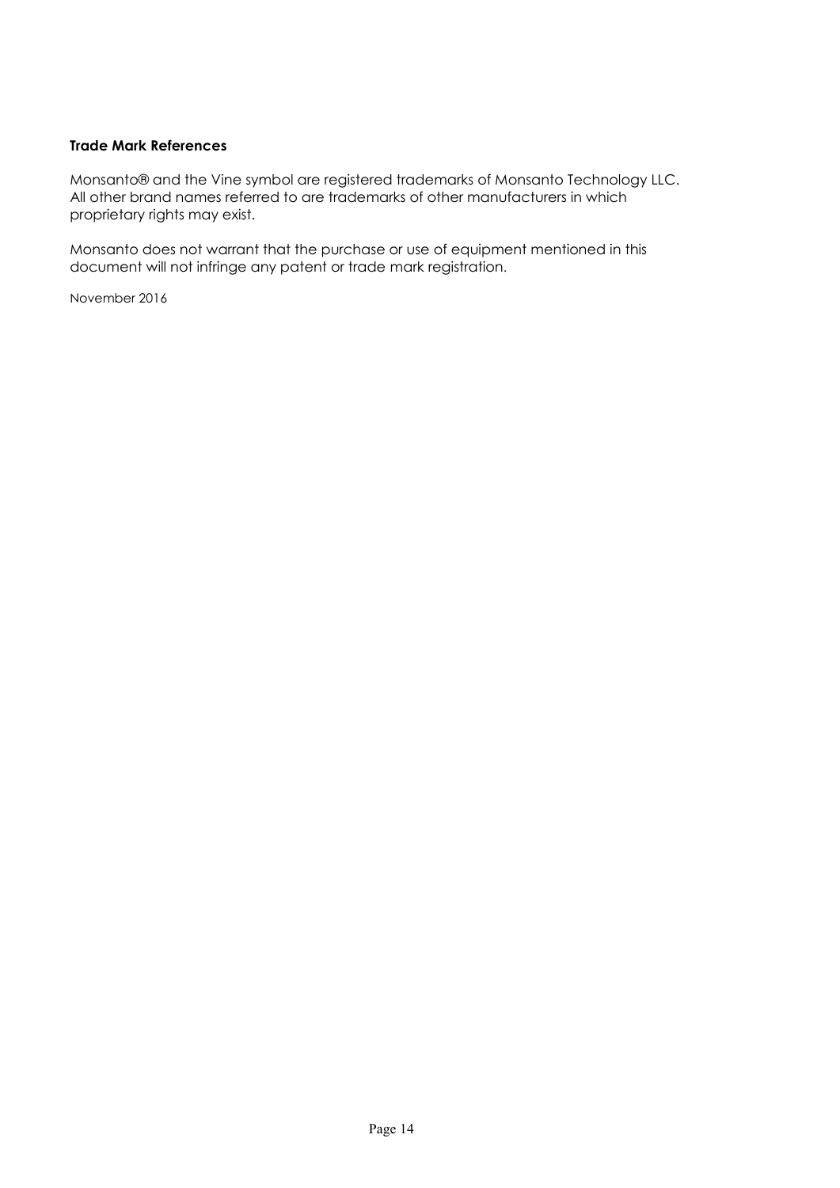**Trade Mark References**

Monsanto® and the Vine symbol are registered trademarks of Monsanto Technology LLC. All other brand names referred to are trademarks of other manufacturers in which proprietary rights may exist.

Monsanto does not warrant that the purchase or use of equipment mentioned in this document will not infringe any patent or trade mark registration.

November 2016